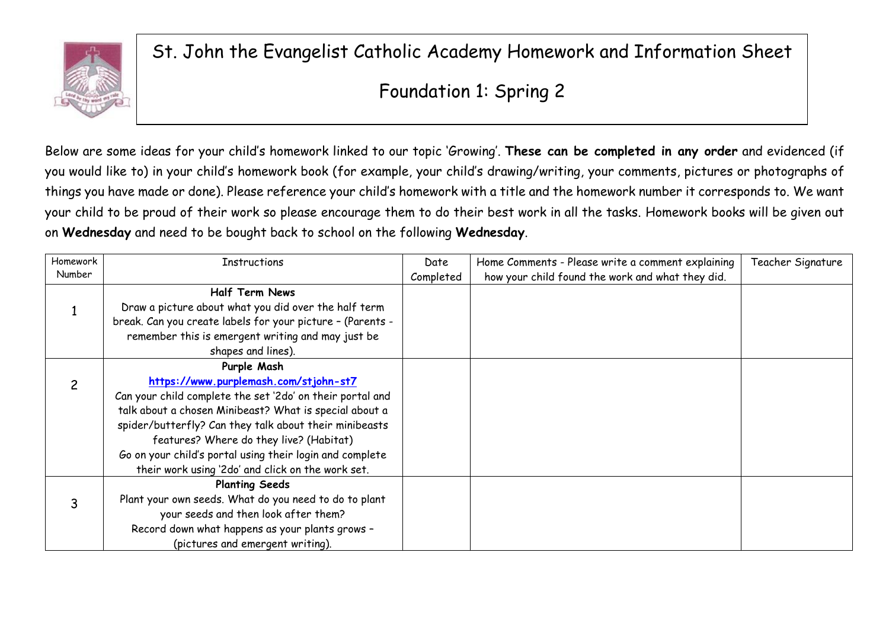# St. John the Evangelist Catholic Academy Homework and Information Sheet

## Foundation 1: Spring 2

Below are some ideas for your child's homework linked to our topic 'Growing'. **These can be completed in any order** and evidenced (if you would like to) in your child's homework book (for example, your child's drawing/writing, your comments, pictures or photographs of things you have made or done). Please reference your child's homework with a title and the homework number it corresponds to. We want your child to be proud of their work so please encourage them to do their best work in all the tasks. Homework books will be given out on **Wednesday** and need to be bought back to school on the following **Wednesday**.

| Homework Number | Instructions | Date Completed | Home Comments - Please write a comment explaining how your child found the work and what they did. | Teacher Signature |
|---|---|---|---|---|
| 1 | **Half Term News**<br>Draw a picture about what you did over the half term break. Can you create labels for your picture – (Parents - remember this is emergent writing and may just be shapes and lines). | | | |
| 2 | **Purple Mash**<br>**https://www.purplemash.com/stjohn-st7**<br>Can your child complete the set '2do' on their portal and talk about a chosen Minibeast? What is special about a spider/butterfly? Can they talk about their minibeasts features? Where do they live? (Habitat)<br>Go on your child's portal using their login and complete their work using '2do' and click on the work set. | | | |
| 3 | **Planting Seeds**<br>Plant your own seeds. What do you need to do to plant your seeds and then look after them?<br>Record down what happens as your plants grows – (pictures and emergent writing). | | | |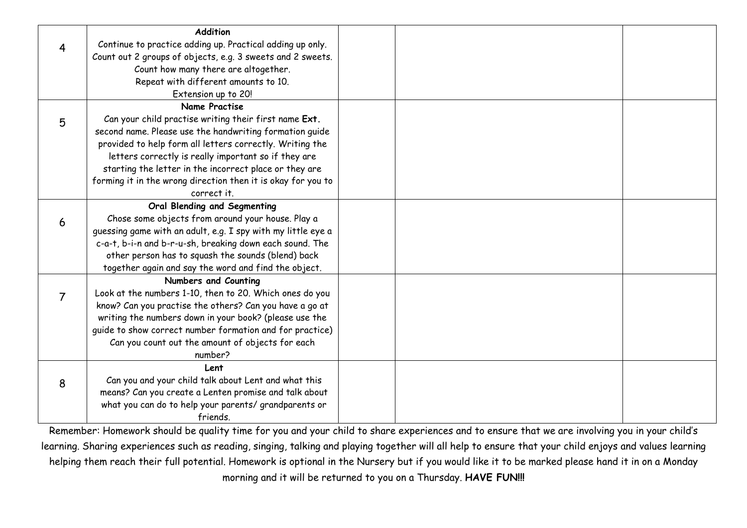| | | | | |
|---|---|---|---|---|
| 4 | **Addition**<br>Continue to practice adding up. Practical adding up only. Count out 2 groups of objects, e.g. 3 sweets and 2 sweets. Count how many there are altogether. Repeat with different amounts to 10. Extension up to 20! | | | |
| 5 | **Name Practise**<br>Can your child practise writing their first name **Ext.** second name. Please use the handwriting formation guide provided to help form all letters correctly. Writing the letters correctly is really important so if they are starting the letter in the incorrect place or they are forming it in the wrong direction then it is okay for you to correct it. | | | |
| 6 | **Oral Blending and Segmenting**<br>Chose some objects from around your house. Play a guessing game with an adult, e.g. I spy with my little eye a c-a-t, b-i-n and b-r-u-sh, breaking down each sound. The other person has to squash the sounds (blend) back together again and say the word and find the object. | | | |
| 7 | **Numbers and Counting**<br>Look at the numbers 1-10, then to 20. Which ones do you know? Can you practise the others? Can you have a go at writing the numbers down in your book? (please use the guide to show correct number formation and for practice) Can you count out the amount of objects for each number? | | | |
| 8 | **Lent**<br>Can you and your child talk about Lent and what this means? Can you create a Lenten promise and talk about what you can do to help your parents/ grandparents or friends. | | | |

Remember: Homework should be quality time for you and your child to share experiences and to ensure that we are involving you in your child's learning. Sharing experiences such as reading, singing, talking and playing together will all help to ensure that your child enjoys and values learning helping them reach their full potential. Homework is optional in the Nursery but if you would like it to be marked please hand it in on a Monday morning and it will be returned to you on a Thursday. **HAVE FUN!!!**